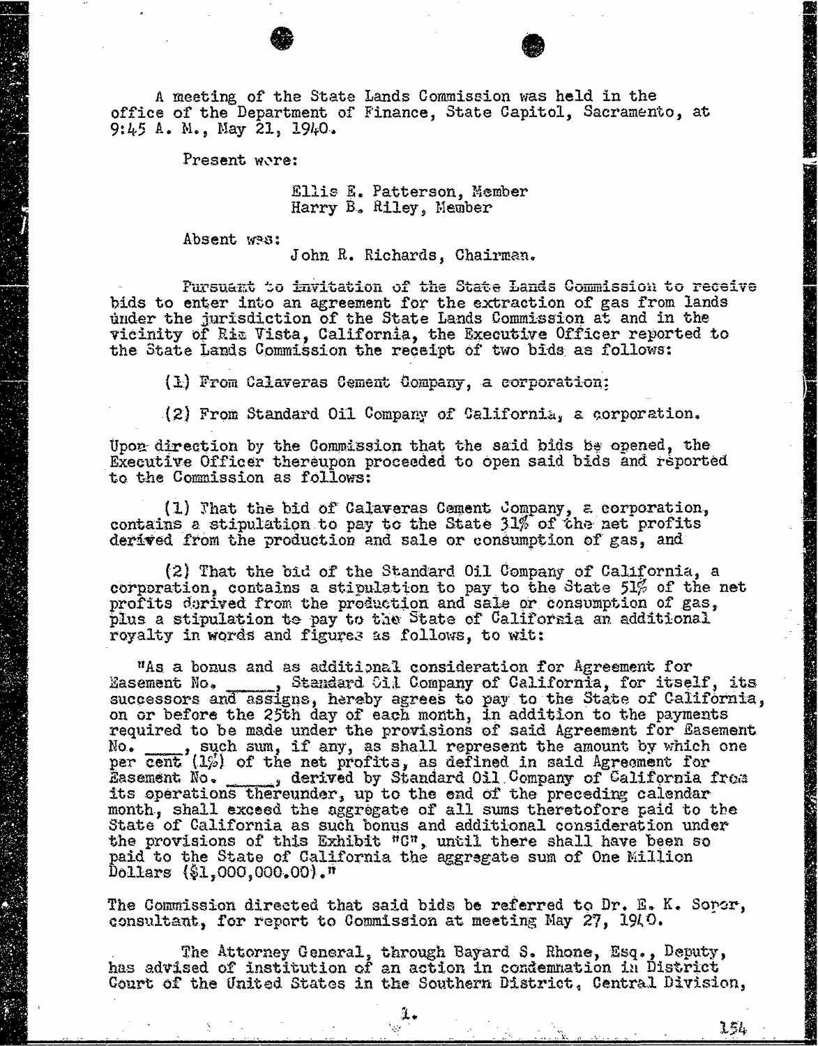A meeting of the State Lands Commission was held in the office of the Department of Finance, State Capitol, Sacramento, at 9:45 A. M., May 21, 1940.

Present were:

> Ellis E. Patterson, Member
> Harry B. Riley, Member

Absent was:

> John R. Richards, Chairman.

Pursuant to invitation of the State Lands Commission to receive bids to enter into an agreement for the extraction of gas from lands under the jurisdiction of the State Lands Commission at and in the vicinity of Rio Vista, California, the Executive Officer reported to the State Lands Commission the receipt of two bids as follows:

(1) From Calaveras Cement Company, a corporation;

(2) From Standard Oil Company of California, a corporation.

Upon direction by the Commission that the said bids be opened, the Executive Officer thereupon proceeded to open said bids and reported to the Commission as follows:

(1) That the bid of Calaveras Cement Company, a corporation, contains a stipulation to pay to the State 31% of the net profits derived from the production and sale or consumption of gas, and

(2) That the bid of the Standard Oil Company of California, a corporation, contains a stipulation to pay to the State 51% of the net profits derived from the production and sale or consumption of gas, plus a stipulation to pay to the State of California an additional royalty in words and figures as follows, to wit:

"As a bonus and as additional consideration for Agreement for Easement No. _____, Standard Oil Company of California, for itself, its successors and assigns, hereby agrees to pay to the State of California, on or before the 25th day of each month, in addition to the payments required to be made under the provisions of said Agreement for Easement No. ____, such sum, if any, as shall represent the amount by which one per cent (1%) of the net profits, as defined in said Agreement for Easement No. _____, derived by Standard Oil Company of California from its operations thereunder, up to the end of the preceding calendar month, shall exceed the aggregate of all sums theretofore paid to the State of California as such bonus and additional consideration under the provisions of this Exhibit "C", until there shall have been so paid to the State of California the aggregate sum of One Million Dollars ($1,000,000.00)."

The Commission directed that said bids be referred to Dr. E. K. Soper, consultant, for report to Commission at meeting May 27, 1940.

The Attorney General, through Bayard S. Rhone, Esq., Deputy, has advised of institution of an action in condemnation in District Court of the United States in the Southern District, Central Division,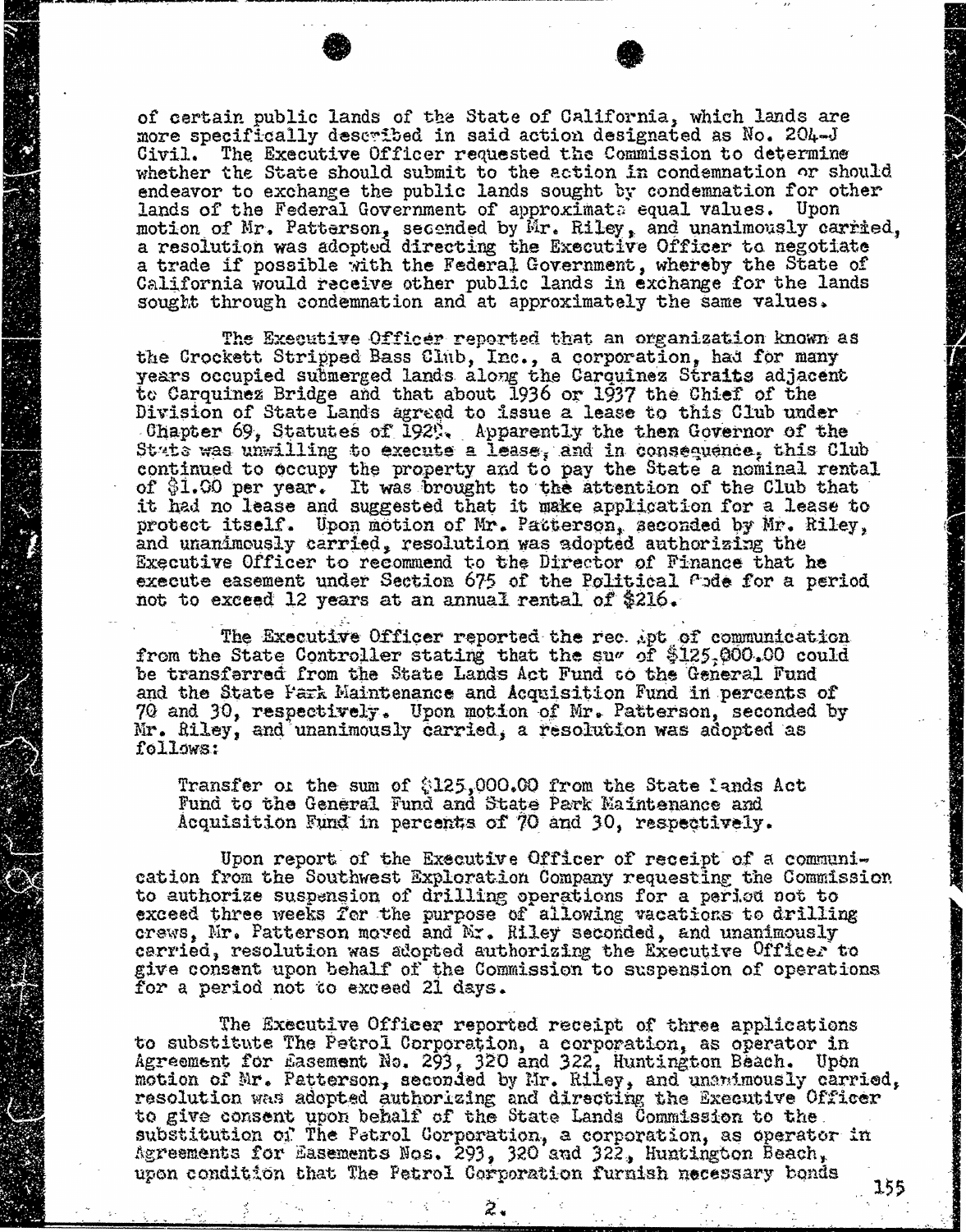of certain public lands of the State of California, which lands are more specifically described in said action designated as No. 204-J Civil. The Executive Officer requested the Commission to determine whether the State should submit to the action in condemnation or should endeavor to exchange the public lands sought by condemnation for other lands of the Federal Government of approximate equal values. Upon motion of Mr. Patterson, seconded by Mr. Riley, and unanimously carried, a resolution was adopted directing the Executive Officer to negotiate a trade if possible with the Federal Government, whereby the State of California would receive other public lands in exchange for the lands sought through condemnation and at approximately the same values.

The Executive Officer reported that an organization known as the Crockett Striped Bass Club, Inc., a corporation, had for many years occupied submerged lands along the Carquinez Straits adjacent to Carquinez Bridge and that about 1936 or 1937 the Chief of the Division of State Lands agreed to issue a lease to this Club under Chapter 69, Statutes of 1929. Apparently the then Governor of the State was unwilling to execute a lease, and in consequence, this Club continued to occupy the property and to pay the State a nominal rental of $1.00 per year. It was brought to the attention of the Club that it had no lease and suggested that it make application for a lease to protect itself. Upon motion of Mr. Patterson, seconded by Mr. Riley, and unanimously carried, resolution was adopted authorizing the Executive Officer to recommend to the Director of Finance that he execute easement under Section 675 of the Political Code for a period not to exceed 12 years at an annual rental of $216.

The Executive Officer reported the receipt of communication from the State Controller stating that the sum of $125,000.00 could be transferred from the State Lands Act Fund to the General Fund and the State Park Maintenance and Acquisition Fund in percents of 70 and 30, respectively. Upon motion of Mr. Patterson, seconded by Mr. Riley, and unanimously carried, a resolution was adopted as follows:

> Transfer of the sum of $125,000.00 from the State Lands Act Fund to the General Fund and State Park Maintenance and Acquisition Fund in percents of 70 and 30, respectively.

Upon report of the Executive Officer of receipt of a communication from the Southwest Exploration Company requesting the Commission to authorize suspension of drilling operations for a period not to exceed three weeks for the purpose of allowing vacations to drilling crews, Mr. Patterson moved and Mr. Riley seconded, and unanimously carried, resolution was adopted authorizing the Executive Officer to give consent upon behalf of the Commission to suspension of operations for a period not to exceed 21 days.

The Executive Officer reported receipt of three applications to substitute The Petrol Corporation, a corporation, as operator in Agreement for Easement No. 293, 320 and 322, Huntington Beach. Upon motion of Mr. Patterson, seconded by Mr. Riley, and unanimously carried, resolution was adopted authorizing and directing the Executive Officer to give consent upon behalf of the State Lands Commission to the substitution of The Petrol Corporation, a corporation, as operator in Agreements for Easements Nos. 293, 320 and 322, Huntington Beach, upon condition that The Petrol Corporation furnish necessary bonds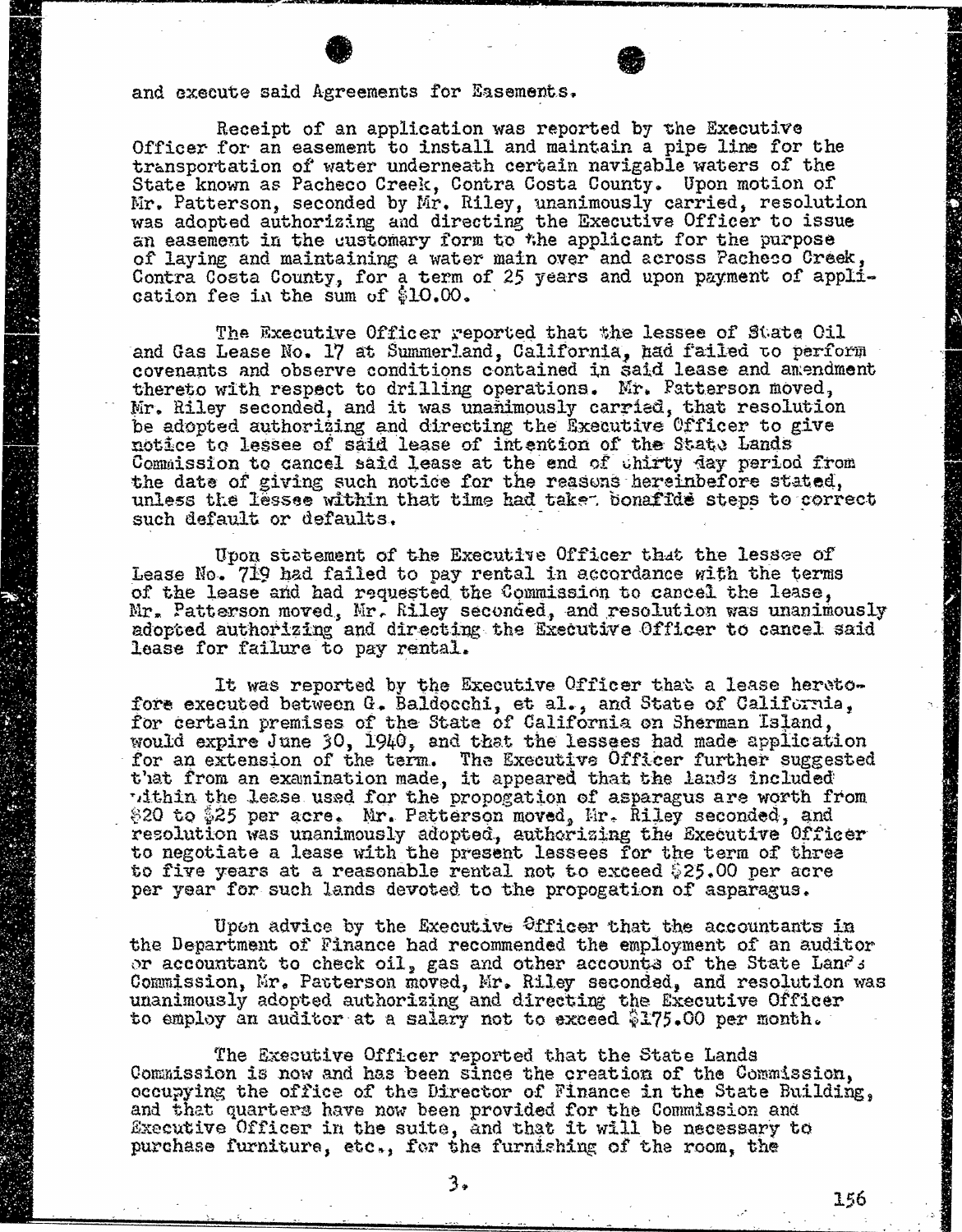and execute said Agreements for Easements.

Receipt of an application was reported by the Executive Officer for an easement to install and maintain a pipe line for the transportation of water underneath certain navigable waters of the State known as Pacheco Creek, Contra Costa County. Upon motion of Mr. Patterson, seconded by Mr. Riley, unanimously carried, resolution was adopted authorizing and directing the Executive Officer to issue an easement in the customary form to the applicant for the purpose of laying and maintaining a water main over and across Pacheco Creek, Contra Costa County, for a term of 25 years and upon payment of application fee in the sum of $10.00.

The Executive Officer reported that the lessee of State Oil and Gas Lease No. 17 at Summerland, California, had failed to perform covenants and observe conditions contained in said lease and amendment thereto with respect to drilling operations. Mr. Patterson moved, Mr. Riley seconded, and it was unanimously carried, that resolution be adopted authorizing and directing the Executive Officer to give notice to lessee of said lease of intention of the State Lands Commission to cancel said lease at the end of thirty day period from the date of giving such notice for the reasons hereinbefore stated, unless the lessee within that time had taken bonafide steps to correct such default or defaults.

Upon statement of the Executive Officer that the lessee of Lease No. 719 had failed to pay rental in accordance with the terms of the lease and had requested the Commission to cancel the lease, Mr. Patterson moved, Mr. Riley seconded, and resolution was unanimously adopted authorizing and directing the Executive Officer to cancel said lease for failure to pay rental.

It was reported by the Executive Officer that a lease heretofore executed between G. Baldocchi, et al., and State of California, for certain premises of the State of California on Sherman Island, would expire June 30, 1940, and that the lessees had made application for an extension of the term. The Executive Officer further suggested that from an examination made, it appeared that the lands included within the lease used for the propogation of asparagus are worth from $20 to $25 per acre. Mr. Patterson moved, Mr. Riley seconded, and resolution was unanimously adopted, authorizing the Executive Officer to negotiate a lease with the present lessees for the term of three to five years at a reasonable rental not to exceed $25.00 per acre per year for such lands devoted to the propogation of asparagus.

Upon advice by the Executive Officer that the accountants in the Department of Finance had recommended the employment of an auditor or accountant to check oil, gas and other accounts of the State Lands Commission, Mr. Patterson moved, Mr. Riley seconded, and resolution was unanimously adopted authorizing and directing the Executive Officer to employ an auditor at a salary not to exceed $175.00 per month.

The Executive Officer reported that the State Lands Commission is now and has been since the creation of the Commission, occupying the office of the Director of Finance in the State Building, and that quarters have now been provided for the Commission and Executive Officer in the suite, and that it will be necessary to purchase furniture, etc., for the furnishing of the room, the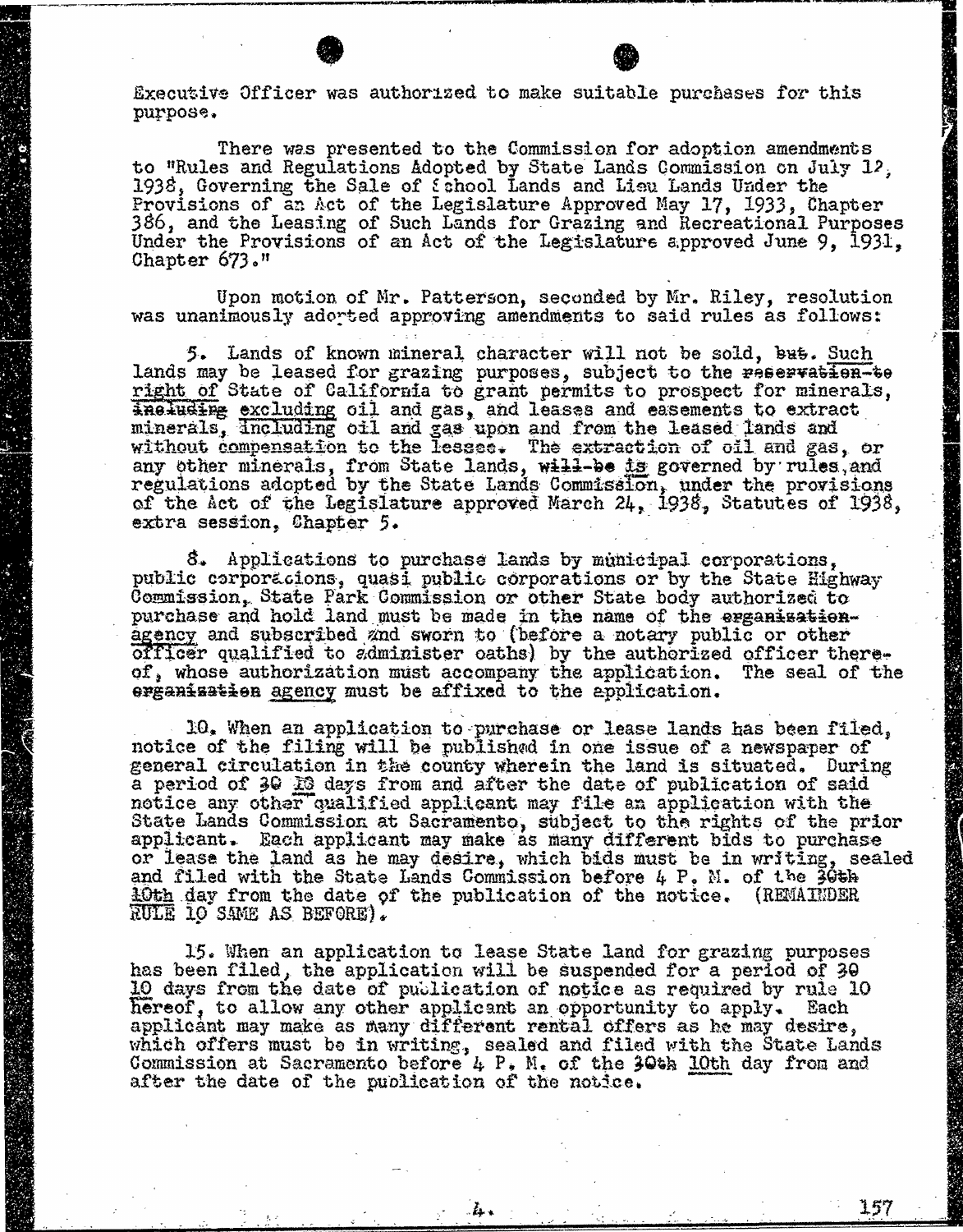Executive Officer was authorized to make suitable purchases for this purpose.

There was presented to the Commission for adoption amendments to "Rules and Regulations Adopted by State Lands Commission on July 12, 1938, Governing the Sale of School Lands and Lieu Lands Under the Provisions of an Act of the Legislature Approved May 17, 1933, Chapter 386, and the Leasing of Such Lands for Grazing and Recreational Purposes Under the Provisions of an Act of the Legislature approved June 9, 1931, Chapter 673."

Upon motion of Mr. Patterson, seconded by Mr. Riley, resolution was unanimously adopted approving amendments to said rules as follows:

5. Lands of known mineral character will not be sold, ~~but~~. Such lands may be leased for grazing purposes, subject to the ~~reservation to~~ right of State of California to grant permits to prospect for minerals, ~~including~~ excluding oil and gas, and leases and easements to extract minerals, including oil and gas upon and from the leased lands and without compensation to the lessee. The extraction of oil and gas, or any other minerals, from State lands, ~~will be~~ is governed by rules and regulations adopted by the State Lands Commission, under the provisions of the Act of the Legislature approved March 24, 1938, Statutes of 1938, extra session, Chapter 5.

8. Applications to purchase lands by municipal corporations, public corporations, quasi public corporations or by the State Highway Commission, State Park Commission or other State body authorized to purchase and hold land must be made in the name of the ~~organization~~ agency and subscribed and sworn to (before a notary public or other officer qualified to administer oaths) by the authorized officer thereof, whose authorization must accompany the application. The seal of the ~~organization~~ agency must be affixed to the application.

10. When an application to purchase or lease lands has been filed, notice of the filing will be published in one issue of a newspaper of general circulation in the county wherein the land is situated. During a period of ~~30~~ 10 days from and after the date of publication of said notice any other qualified applicant may file an application with the State Lands Commission at Sacramento, subject to the rights of the prior applicant. Each applicant may make as many different bids to purchase or lease the land as he may desire, which bids must be in writing, sealed and filed with the State Lands Commission before 4 P. M. of the ~~30th~~ 10th day from the date of the publication of the notice. (REMAINDER RULE 10 SAME AS BEFORE).

15. When an application to lease State land for grazing purposes has been filed, the application will be suspended for a period of ~~30~~ 10 days from the date of publication of notice as required by rule 10 hereof, to allow any other applicant an opportunity to apply. Each applicant may make as many different rental offers as he may desire, which offers must be in writing, sealed and filed with the State Lands Commission at Sacramento before 4 P. M. of the ~~30th~~ 10th day from and after the date of the publication of the notice.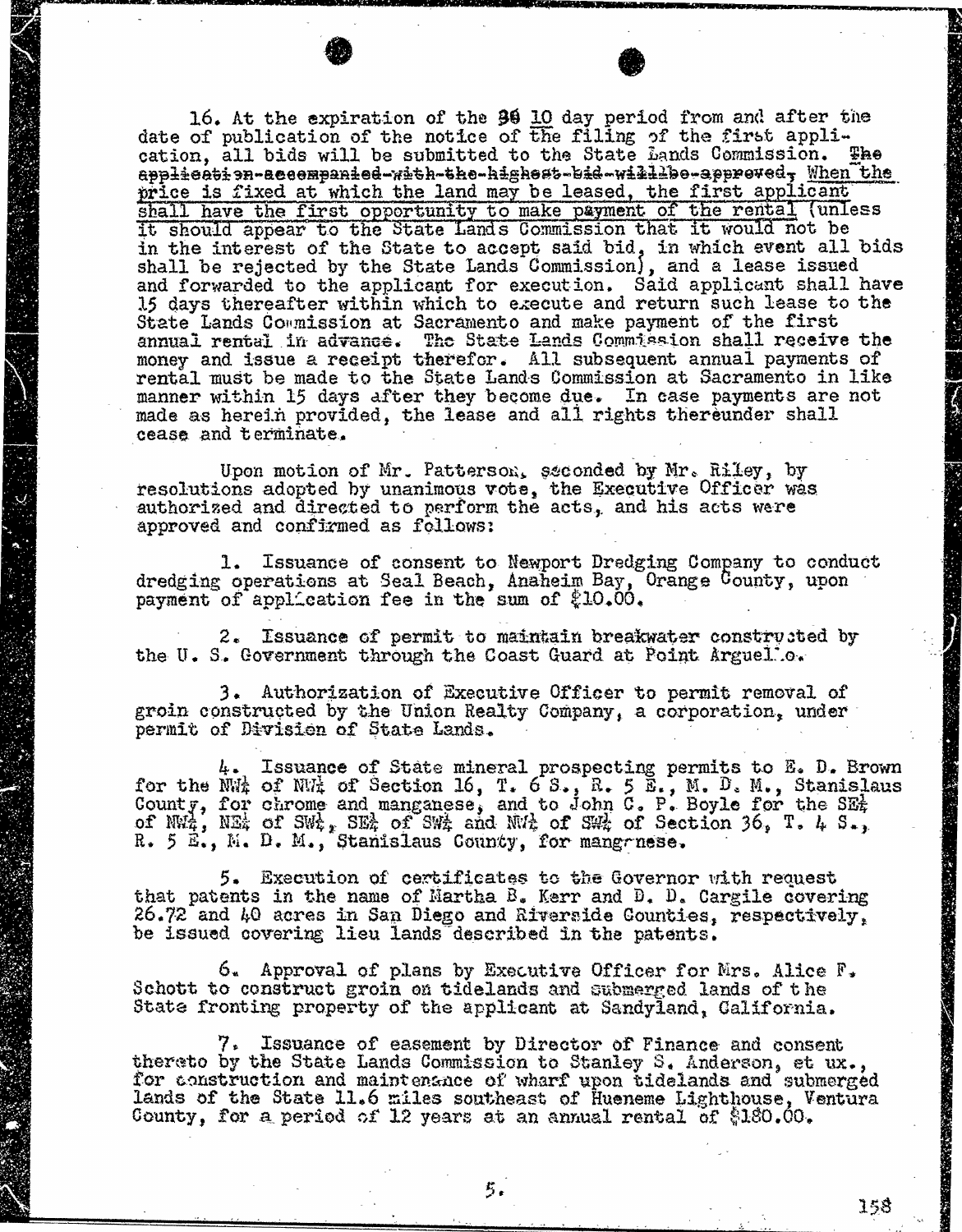16. At the expiration of the ~~30~~ 10 day period from and after the date of publication of the notice of the filing of the first application, all bids will be submitted to the State Lands Commission. ~~The application accompanied with the highest bid will be approved,~~ When the price is fixed at which the land may be leased, the first applicant shall have the first opportunity to make payment of the rental (unless it should appear to the State Lands Commission that it would not be in the interest of the State to accept said bid, in which event all bids shall be rejected by the State Lands Commission), and a lease issued and forwarded to the applicant for execution. Said applicant shall have 15 days thereafter within which to execute and return such lease to the State Lands Commission at Sacramento and make payment of the first annual rental in advance. The State Lands Commission shall receive the money and issue a receipt therefor. All subsequent annual payments of rental must be made to the State Lands Commission at Sacramento in like manner within 15 days after they become due. In case payments are not made as herein provided, the lease and all rights thereunder shall cease and terminate.

Upon motion of Mr. Patterson, seconded by Mr. Riley, by resolutions adopted by unanimous vote, the Executive Officer was authorized and directed to perform the acts, and his acts were approved and confirmed as follows:

1. Issuance of consent to Newport Dredging Company to conduct dredging operations at Seal Beach, Anaheim Bay, Orange County, upon payment of application fee in the sum of $10.00.

2. Issuance of permit to maintain breakwater constructed by the U. S. Government through the Coast Guard at Point Arguello.

3. Authorization of Executive Officer to permit removal of groin constructed by the Union Realty Company, a corporation, under permit of Division of State Lands.

4. Issuance of State mineral prospecting permits to E. D. Brown for the NW¼ of NW¼ of Section 16, T. 6 S., R. 5 E., M. D. M., Stanislaus County, for chrome and manganese, and to John C. P. Boyle for the SE¼ of NW¼, NE¼ of SW¼, SE¼ of SW¼ and NW¼ of SW¼ of Section 36, T. 4 S., R. 5 E., M. D. M., Stanislaus County, for manganese.

5. Execution of certificates to the Governor with request that patents in the name of Martha B. Kerr and D. D. Cargile covering 26.72 and 40 acres in San Diego and Riverside Counties, respectively, be issued covering lieu lands described in the patents.

6. Approval of plans by Executive Officer for Mrs. Alice F. Schott to construct groin on tidelands and submerged lands of the State fronting property of the applicant at Sandyland, California.

7. Issuance of easement by Director of Finance and consent thereto by the State Lands Commission to Stanley S. Anderson, et ux., for construction and maintenance of wharf upon tidelands and submerged lands of the State 11.6 miles southeast of Hueneme Lighthouse, Ventura County, for a period of 12 years at an annual rental of $180.00.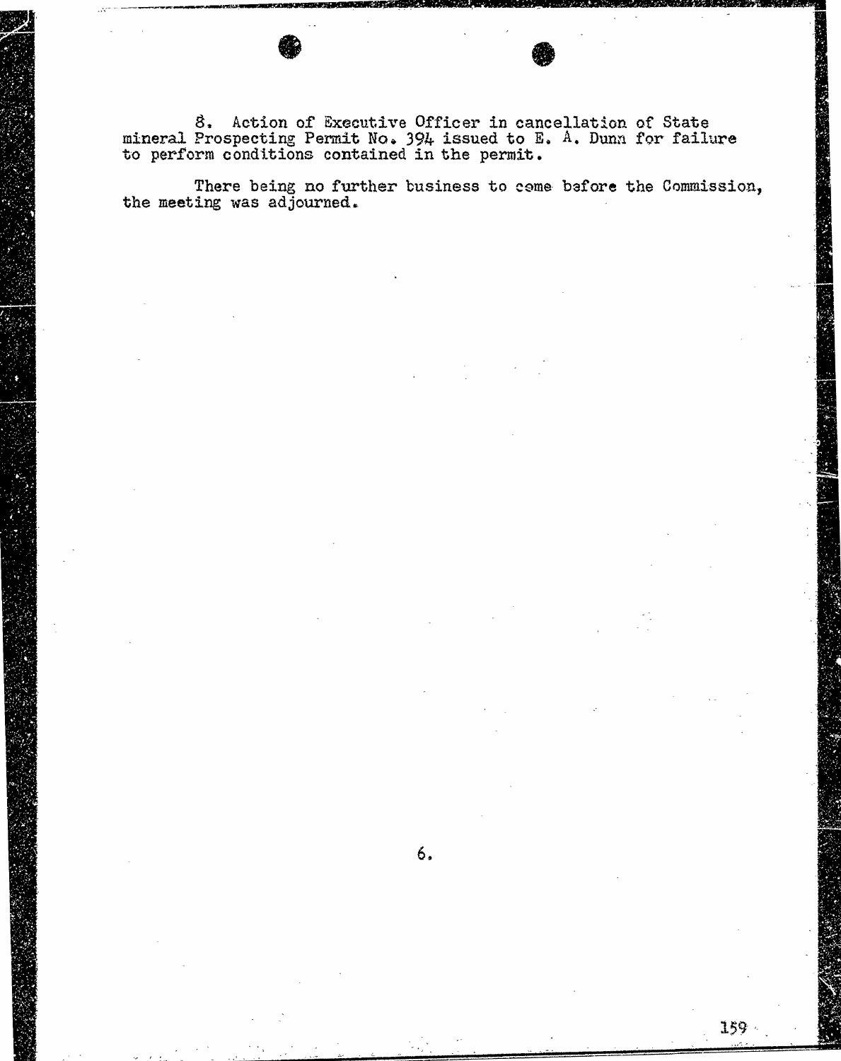8. Action of Executive Officer in cancellation of State mineral Prospecting Permit No. 394 issued to E. A. Dunn for failure to perform conditions contained in the permit.

There being no further business to come before the Commission, the meeting was adjourned.